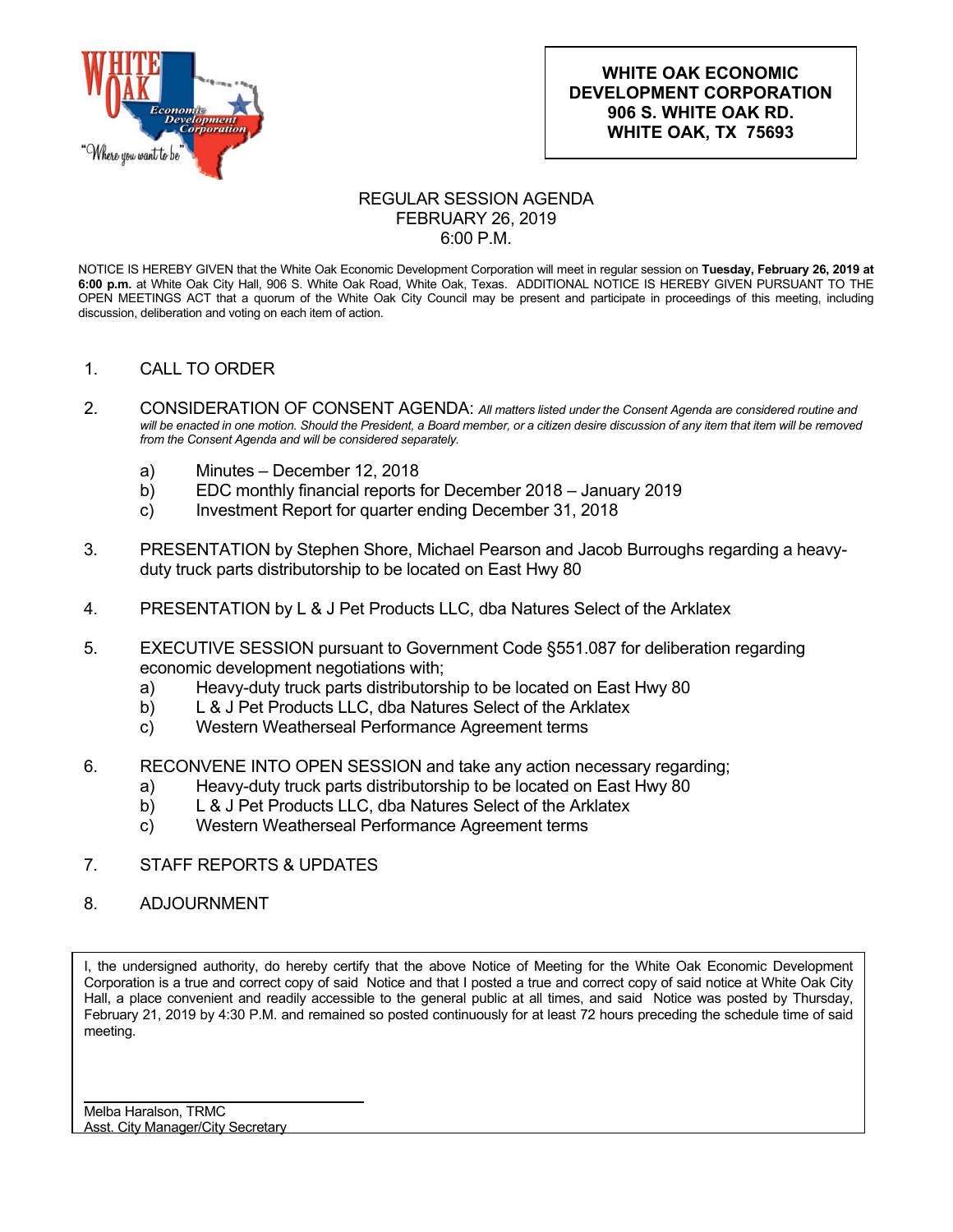**WHITE OAK ECONOMIC DEVELOPMENT CORPORATION**
**906 S. WHITE OAK RD.**
**WHITE OAK, TX 75693**

REGULAR SESSION AGENDA
FEBRUARY 26, 2019
6:00 P.M.

NOTICE IS HEREBY GIVEN that the White Oak Economic Development Corporation will meet in regular session on **Tuesday, February 26, 2019 at 6:00 p.m.** at White Oak City Hall, 906 S. White Oak Road, White Oak, Texas. ADDITIONAL NOTICE IS HEREBY GIVEN PURSUANT TO THE OPEN MEETINGS ACT that a quorum of the White Oak City Council may be present and participate in proceedings of this meeting, including discussion, deliberation and voting on each item of action.

1. CALL TO ORDER

2. CONSIDERATION OF CONSENT AGENDA: *All matters listed under the Consent Agenda are considered routine and will be enacted in one motion. Should the President, a Board member, or a citizen desire discussion of any item that item will be removed from the Consent Agenda and will be considered separately.*
   a) Minutes – December 12, 2018
   b) EDC monthly financial reports for December 2018 – January 2019
   c) Investment Report for quarter ending December 31, 2018

3. PRESENTATION by Stephen Shore, Michael Pearson and Jacob Burroughs regarding a heavy-duty truck parts distributorship to be located on East Hwy 80

4. PRESENTATION by L & J Pet Products LLC, dba Natures Select of the Arklatex

5. EXECUTIVE SESSION pursuant to Government Code §551.087 for deliberation regarding economic development negotiations with;
   a) Heavy-duty truck parts distributorship to be located on East Hwy 80
   b) L & J Pet Products LLC, dba Natures Select of the Arklatex
   c) Western Weatherseal Performance Agreement terms

6. RECONVENE INTO OPEN SESSION and take any action necessary regarding;
   a) Heavy-duty truck parts distributorship to be located on East Hwy 80
   b) L & J Pet Products LLC, dba Natures Select of the Arklatex
   c) Western Weatherseal Performance Agreement terms

7. STAFF REPORTS & UPDATES

8. ADJOURNMENT

I, the undersigned authority, do hereby certify that the above Notice of Meeting for the White Oak Economic Development Corporation is a true and correct copy of said Notice and that I posted a true and correct copy of said notice at White Oak City Hall, a place convenient and readily accessible to the general public at all times, and said Notice was posted by Thursday, February 21, 2019 by 4:30 P.M. and remained so posted continuously for at least 72 hours preceding the schedule time of said meeting.

Melba Haralson, TRMC
Asst. City Manager/City Secretary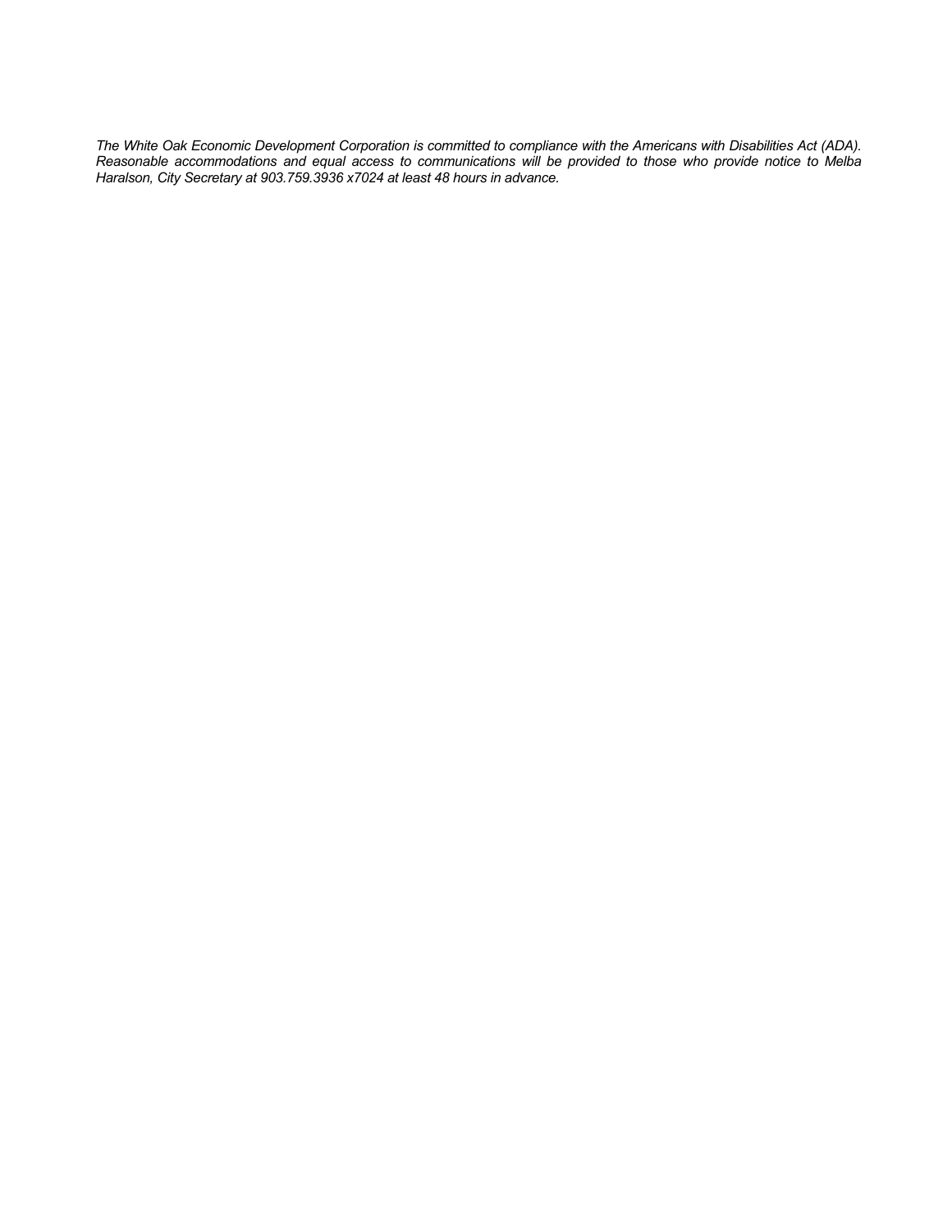*The White Oak Economic Development Corporation is committed to compliance with the Americans with Disabilities Act (ADA). Reasonable accommodations and equal access to communications will be provided to those who provide notice to Melba Haralson, City Secretary at 903.759.3936 x7024 at least 48 hours in advance.*